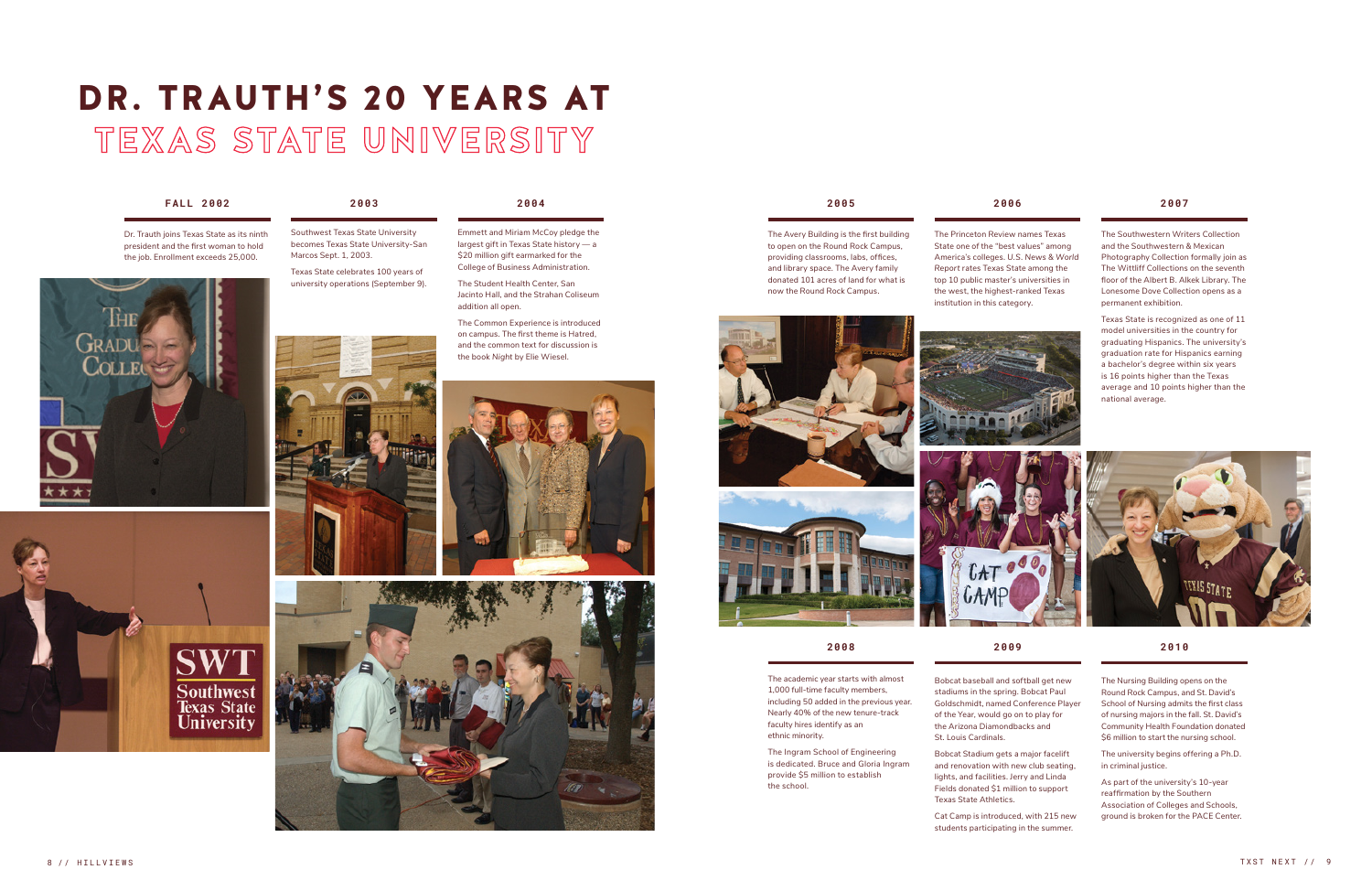# DR. TRAUTH'S 20 YEARS AT TEXAS STATE UNIVERSITY

## FALL 2002

Dr. Trauth joins Texas State as its ninth president and the first woman to hold the job. Enrollment exceeds 25,000.

## 2003

Southwest Texas State University becomes Texas State University-San Marcos Sept. 1, 2003.

Texas State celebrates 100 years of university operations (September 9).

## 2004

Emmett and Miriam McCoy pledge the largest gift in Texas State history — a $20 million gift earmarked for the College of Business Administration.

The Student Health Center, San Jacinto Hall, and the Strahan Coliseum addition all open.

The Common Experience is introduced on campus. The first theme is Hatred, and the common text for discussion is the book Night by Elie Wiesel.

## 2005

The Avery Building is the first building to open on the Round Rock Campus, providing classrooms, labs, offices, and library space. The Avery family donated 101 acres of land for what is now the Round Rock Campus.

## 2006

The Princeton Review names Texas State one of the "best values" among America's colleges. U.S. News & World Report rates Texas State among the top 10 public master's universities in the west, the highest-ranked Texas institution in this category.

## 2007

The Southwestern Writers Collection and the Southwestern & Mexican Photography Collection formally join as The Wittliff Collections on the seventh floor of the Albert B. Alkek Library. The Lonesome Dove Collection opens as a permanent exhibition.

Texas State is recognized as one of 11 model universities in the country for graduating Hispanics. The university's graduation rate for Hispanics earning a bachelor's degree within six years is 16 points higher than the Texas average and 10 points higher than the national average.

## 2008

The academic year starts with almost 1,000 full-time faculty members, including 50 added in the previous year. Nearly 40% of the new tenure-track faculty hires identify as an ethnic minority.

The Ingram School of Engineering is dedicated. Bruce and Gloria Ingram provide $5 million to establish the school.

## 2009

Bobcat baseball and softball get new stadiums in the spring. Bobcat Paul Goldschmidt, named Conference Player of the Year, would go on to play for the Arizona Diamondbacks and St. Louis Cardinals.

Bobcat Stadium gets a major facelift and renovation with new club seating, lights, and facilities. Jerry and Linda Fields donated $1 million to support Texas State Athletics.

Cat Camp is introduced, with 215 new students participating in the summer.

## 2010

The Nursing Building opens on the Round Rock Campus, and St. David's School of Nursing admits the first class of nursing majors in the fall. St. David's Community Health Foundation donated $6 million to start the nursing school.

The university begins offering a Ph.D. in criminal justice.

As part of the university's 10-year reaffirmation by the Southern Association of Colleges and Schools, ground is broken for the PACE Center.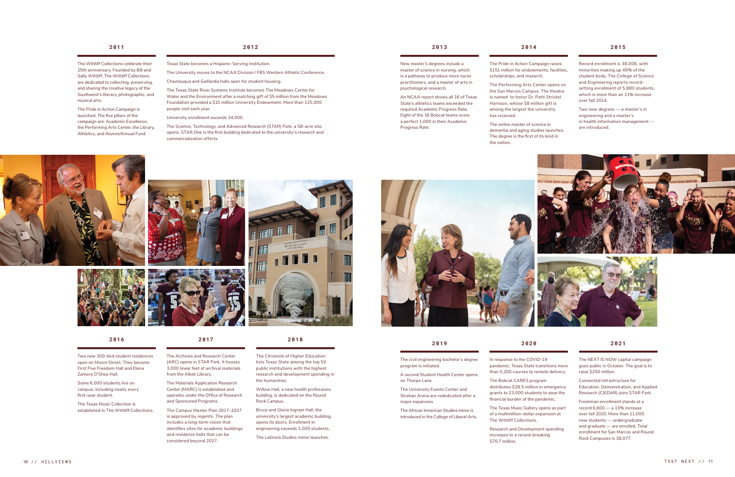## 2011

The Wittliff Collections celebrate their 25th anniversary. Founded by Bill and Sally Wittliff, The Wittliff Collections are dedicated to collecting, preserving, and sharing the creative legacy of the Southwest's literary, photographic, and musical arts.

The Pride in Action Campaign is launched. The five pillars of the campaign are: Academic Excellence, the Performing Arts Center, the Library, Athletics, and Alumni/Annual Fund.

## 2012

Texas State becomes a Hispanic-Serving Institution.

The University moves to the NCAA Division I FBS Western Athletic Conference.

Chautauqua and Gaillardia halls open for student housing.

The Texas State River Systems Institute becomes The Meadows Center for Water and the Environment after a matching gift of $5 million from the Meadows Foundation provided a $10 million University Endowment. More than 125,000 people visit each year.

University enrollment exceeds 34,000.

The Science, Technology, and Advanced Research (STAR) Park, a 58-acre site, opens. STAR One is the first building dedicated to the university's research and commercialization efforts.

## 2013

New master's degrees include a master of science in nursing, which is a pathway to produce more nurse practitioners, and a master of arts in psychological research.

An NCAA report shows all 16 of Texas State's athletics teams exceeded the required Academic Progress Rate. Eight of the 16 Bobcat teams score a perfect 1,000 in their Academic Progress Rate.

## 2014

The Pride in Action Campaign raises $151 million for endowments, facilities, scholarships, and research.

The Performing Arts Center opens on the San Marcos Campus. The theatre is named to honor Dr. Patti Strickel Harrison, whose $8 million gift is among the largest the university has received.

The online master of science in dementia and aging studies launches. The degree is the first of its kind in the nation.

## 2015

Record enrollment is 38,006, with minorities making up 49% of the student body. The College of Science and Engineering reports record-setting enrollment of 5,880 students, which is more than an 11% increase over fall 2014.

Two new degrees — a master's in engineering and a master's in health information management — are introduced.

## 2016

Two new 300-bed student residences open on Moore Street. They become First Five Freedom Hall and Elena Zamora O'Shea Hall.

Some 6,000 students live on campus, including nearly every first-year student.

The Texas Music Collection is established in The Wittliff Collections.

## 2017

The Archives and Research Center (ARC) opens in STAR Park. It houses 3,000 linear feet of archival materials from the Alkek Library.

The Materials Application Research Center (MARC) is established and operates under the Office of Research and Sponsored Programs.

The Campus Master Plan 2017–2027 is approved by regents. The plan includes a long-term vision that identifies sites for academic buildings and residence halls that can be considered beyond 2027.

## 2018

*The Chronicle of Higher Education* lists Texas State among the top 50 public institutions with the highest research and development spending in the humanities.

Willow Hall, a new health professions building, is dedicated on the Round Rock Campus.

Bruce and Gloria Ingram Hall, the university's largest academic building, opens its doors. Enrollment in engineering exceeds 1,000 students.

The Latino/a Studies minor launches.

## 2019

The civil engineering bachelor's degree program is initiated.

A second Student Health Center opens on Thorpe Lane.

The University Events Center and Strahan Arena are rededicated after a major expansion.

The African American Studies minor is introduced in the College of Liberal Arts.

## 2020

In response to the COVID-19 pandemic, Texas State transitions more than 5,200 courses to remote delivery.

The Bobcat CARES program distributes $28.5 million in emergency grants to 23,000 students to ease the financial burden of the pandemic.

The Texas Music Gallery opens as part of a multimillion-dollar expansion at The Wittliff Collections.

Research and Development spending increases to a record-breaking $70.7 million.

## 2021

The NEXT IS NOW capital campaign goes public in October. The goal is to raise $250 million.

Connected Infrastructure for Education, Demonstration, and Applied Research (CIEDAR) joins STAR Park.

Freshman enrollment stands at a record 6,600 — a 13% increase over fall 2020. More than 11,000 new students — undergraduate and graduate — are enrolled. Total enrollment for San Marcos and Round Rock Campuses is 38,077.